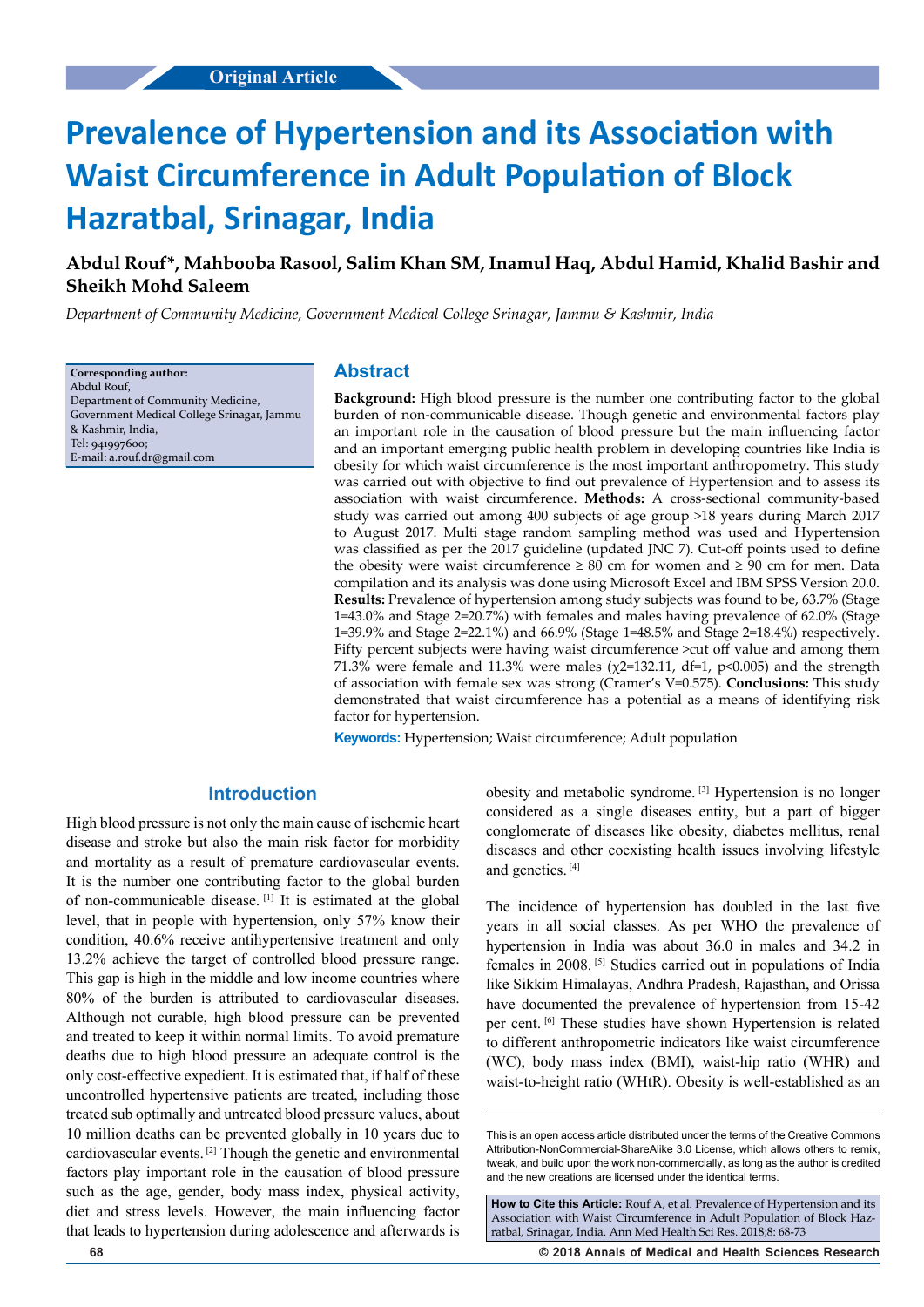Original Article

# Prevalence of Hypertension and its Association with Waist Circumference in Adult Population of Block Hazratbal, Srinagar, India

**Abdul Rouf*, Mahbooba Rasool, Salim Khan SM, Inamul Haq, Abdul Hamid, Khalid Bashir and Sheikh Mohd Saleem**

*Department of Community Medicine, Government Medical College Srinagar, Jammu & Kashmir, India*

**Corresponding author:**
Abdul Rouf,
Department of Community Medicine,
Government Medical College Srinagar, Jammu & Kashmir, India,
Tel: 941997600;
E-mail: a.rouf.dr@gmail.com

## Abstract

**Background:** High blood pressure is the number one contributing factor to the global burden of non-communicable disease. Though genetic and environmental factors play an important role in the causation of blood pressure but the main influencing factor and an important emerging public health problem in developing countries like India is obesity for which waist circumference is the most important anthropometry. This study was carried out with objective to find out prevalence of Hypertension and to assess its association with waist circumference. **Methods:** A cross-sectional community-based study was carried out among 400 subjects of age group >18 years during March 2017 to August 2017. Multi stage random sampling method was used and Hypertension was classified as per the 2017 guideline (updated JNC 7). Cut-off points used to define the obesity were waist circumference ≥ 80 cm for women and ≥ 90 cm for men. Data compilation and its analysis was done using Microsoft Excel and IBM SPSS Version 20.0. **Results:** Prevalence of hypertension among study subjects was found to be, 63.7% (Stage 1=43.0% and Stage 2=20.7%) with females and males having prevalence of 62.0% (Stage 1=39.9% and Stage 2=22.1%) and 66.9% (Stage 1=48.5% and Stage 2=18.4%) respectively. Fifty percent subjects were having waist circumference >cut off value and among them 71.3% were female and 11.3% were males ($\chi2$=132.11, df=1, $p<0.005$) and the strength of association with female sex was strong (Cramer's V=0.575). **Conclusions:** This study demonstrated that waist circumference has a potential as a means of identifying risk factor for hypertension.

**Keywords:** Hypertension; Waist circumference; Adult population

## Introduction

High blood pressure is not only the main cause of ischemic heart disease and stroke but also the main risk factor for morbidity and mortality as a result of premature cardiovascular events. It is the number one contributing factor to the global burden of non-communicable disease. [1] It is estimated at the global level, that in people with hypertension, only 57% know their condition, 40.6% receive antihypertensive treatment and only 13.2% achieve the target of controlled blood pressure range. This gap is high in the middle and low income countries where 80% of the burden is attributed to cardiovascular diseases. Although not curable, high blood pressure can be prevented and treated to keep it within normal limits. To avoid premature deaths due to high blood pressure an adequate control is the only cost-effective expedient. It is estimated that, if half of these uncontrolled hypertensive patients are treated, including those treated sub optimally and untreated blood pressure values, about 10 million deaths can be prevented globally in 10 years due to cardiovascular events. [2] Though the genetic and environmental factors play important role in the causation of blood pressure such as the age, gender, body mass index, physical activity, diet and stress levels. However, the main influencing factor that leads to hypertension during adolescence and afterwards is obesity and metabolic syndrome. [3] Hypertension is no longer considered as a single diseases entity, but a part of bigger conglomerate of diseases like obesity, diabetes mellitus, renal diseases and other coexisting health issues involving lifestyle and genetics. [4]

The incidence of hypertension has doubled in the last five years in all social classes. As per WHO the prevalence of hypertension in India was about 36.0 in males and 34.2 in females in 2008. [5] Studies carried out in populations of India like Sikkim Himalayas, Andhra Pradesh, Rajasthan, and Orissa have documented the prevalence of hypertension from 15-42 per cent. [6] These studies have shown Hypertension is related to different anthropometric indicators like waist circumference (WC), body mass index (BMI), waist-hip ratio (WHR) and waist-to-height ratio (WHtR). Obesity is well-established as an

This is an open access article distributed under the terms of the Creative Commons Attribution-NonCommercial-ShareAlike 3.0 License, which allows others to remix, tweak, and build upon the work non-commercially, as long as the author is credited and the new creations are licensed under the identical terms.

**How to Cite this Article:** Rouf A, et al. Prevalence of Hypertension and its Association with Waist Circumference in Adult Population of Block Hazratbal, Srinagar, India. Ann Med Health Sci Res. 2018;8: 68-73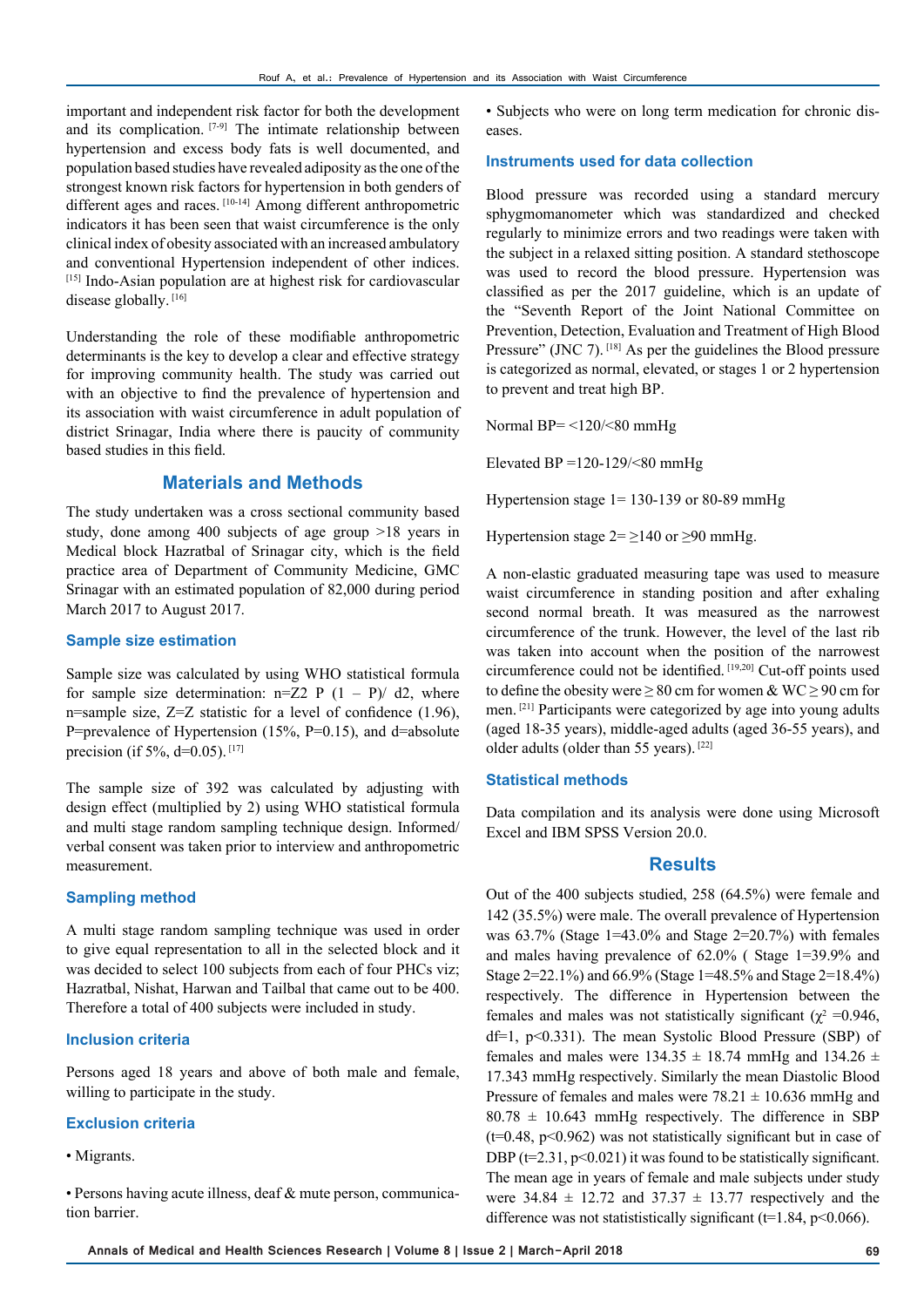important and independent risk factor for both the development and its complication.[7-9] The intimate relationship between hypertension and excess body fats is well documented, and population based studies have revealed adiposity as the one of the strongest known risk factors for hypertension in both genders of different ages and races.[10-14] Among different anthropometric indicators it has been seen that waist circumference is the only clinical index of obesity associated with an increased ambulatory and conventional Hypertension independent of other indices.[15] Indo-Asian population are at highest risk for cardiovascular disease globally.[16]

Understanding the role of these modifiable anthropometric determinants is the key to develop a clear and effective strategy for improving community health. The study was carried out with an objective to find the prevalence of hypertension and its association with waist circumference in adult population of district Srinagar, India where there is paucity of community based studies in this field.

## Materials and Methods

The study undertaken was a cross sectional community based study, done among 400 subjects of age group >18 years in Medical block Hazratbal of Srinagar city, which is the field practice area of Department of Community Medicine, GMC Srinagar with an estimated population of 82,000 during period March 2017 to August 2017.

### Sample size estimation

Sample size was calculated by using WHO statistical formula for sample size determination: n=Z2 P (1 – P)/ d2, where n=sample size, Z=Z statistic for a level of confidence (1.96), P=prevalence of Hypertension (15%, P=0.15), and d=absolute precision (if 5%, d=0.05).[17]

The sample size of 392 was calculated by adjusting with design effect (multiplied by 2) using WHO statistical formula and multi stage random sampling technique design. Informed/verbal consent was taken prior to interview and anthropometric measurement.

### Sampling method

A multi stage random sampling technique was used in order to give equal representation to all in the selected block and it was decided to select 100 subjects from each of four PHCs viz; Hazratbal, Nishat, Harwan and Tailbal that came out to be 400. Therefore a total of 400 subjects were included in study.

### Inclusion criteria

Persons aged 18 years and above of both male and female, willing to participate in the study.

### Exclusion criteria

- Migrants.
- Persons having acute illness, deaf & mute person, communication barrier.
- Subjects who were on long term medication for chronic diseases.

### Instruments used for data collection

Blood pressure was recorded using a standard mercury sphygmomanometer which was standardized and checked regularly to minimize errors and two readings were taken with the subject in a relaxed sitting position. A standard stethoscope was used to record the blood pressure. Hypertension was classified as per the 2017 guideline, which is an update of the "Seventh Report of the Joint National Committee on Prevention, Detection, Evaluation and Treatment of High Blood Pressure" (JNC 7).[18] As per the guidelines the Blood pressure is categorized as normal, elevated, or stages 1 or 2 hypertension to prevent and treat high BP.

Normal BP= <120/<80 mmHg

Elevated BP =120-129/<80 mmHg

Hypertension stage 1= 130-139 or 80-89 mmHg

Hypertension stage 2= ≥140 or ≥90 mmHg.

A non-elastic graduated measuring tape was used to measure waist circumference in standing position and after exhaling second normal breath. It was measured as the narrowest circumference of the trunk. However, the level of the last rib was taken into account when the position of the narrowest circumference could not be identified.[19,20] Cut-off points used to define the obesity were ≥ 80 cm for women & WC ≥ 90 cm for men.[21] Participants were categorized by age into young adults (aged 18-35 years), middle-aged adults (aged 36-55 years), and older adults (older than 55 years).[22]

### Statistical methods

Data compilation and its analysis were done using Microsoft Excel and IBM SPSS Version 20.0.

## Results

Out of the 400 subjects studied, 258 (64.5%) were female and 142 (35.5%) were male. The overall prevalence of Hypertension was 63.7% (Stage 1=43.0% and Stage 2=20.7%) with females and males having prevalence of 62.0% ( Stage 1=39.9% and Stage 2=22.1%) and 66.9% (Stage 1=48.5% and Stage 2=18.4%) respectively. The difference in Hypertension between the females and males was not statistically significant ($\chi^2$ =0.946, df=1, $p<0.331$). The mean Systolic Blood Pressure (SBP) of females and males were 134.35 ± 18.74 mmHg and 134.26 ± 17.343 mmHg respectively. Similarly the mean Diastolic Blood Pressure of females and males were 78.21 ± 10.636 mmHg and 80.78 ± 10.643 mmHg respectively. The difference in SBP (t=0.48, $p<0.962$) was not statistically significant but in case of DBP (t=2.31, $p<0.021$) it was found to be statistically significant. The mean age in years of female and male subjects under study were 34.84 ± 12.72 and 37.37 ± 13.77 respectively and the difference was not statistically significant (t=1.84, $p<0.066$).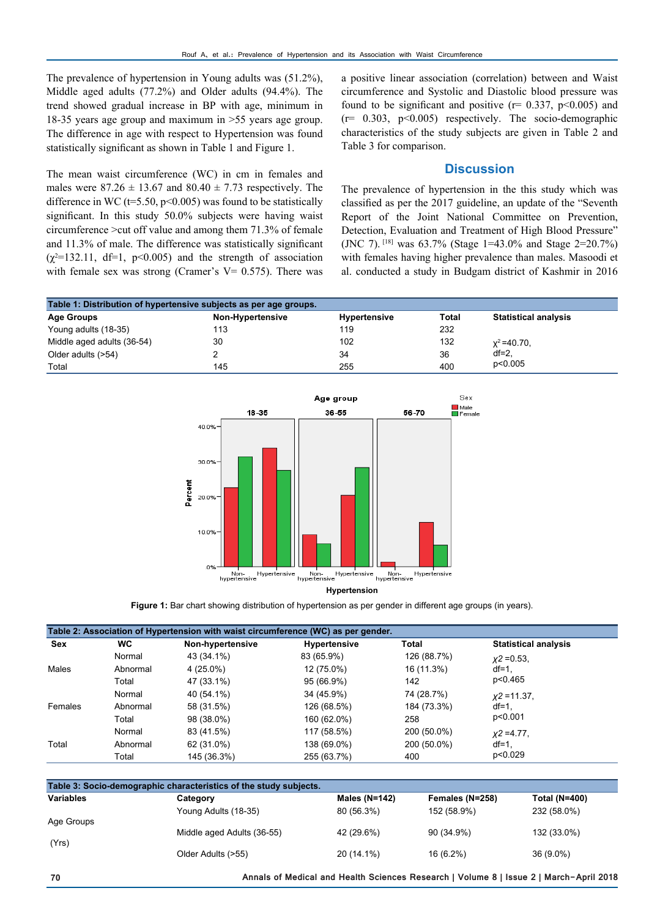The prevalence of hypertension in Young adults was (51.2%), Middle aged adults (77.2%) and Older adults (94.4%). The trend showed gradual increase in BP with age, minimum in 18-35 years age group and maximum in >55 years age group. The difference in age with respect to Hypertension was found statistically significant as shown in Table 1 and Figure 1.

The mean waist circumference (WC) in cm in females and males were 87.26 ± 13.67 and 80.40 ± 7.73 respectively. The difference in WC (t=5.50, p<0.005) was found to be statistically significant. In this study 50.0% subjects were having waist circumference >cut off value and among them 71.3% of female and 11.3% of male. The difference was statistically significant ($\chi^2$=132.11, df=1, p<0.005) and the strength of association with female sex was strong (Cramer's V= 0.575). There was a positive linear association (correlation) between and Waist circumference and Systolic and Diastolic blood pressure was found to be significant and positive (r= 0.337, p<0.005) and (r= 0.303, p<0.005) respectively. The socio-demographic characteristics of the study subjects are given in Table 2 and Table 3 for comparison.

## Discussion

The prevalence of hypertension in the this study which was classified as per the 2017 guideline, an update of the "Seventh Report of the Joint National Committee on Prevention, Detection, Evaluation and Treatment of High Blood Pressure" (JNC 7). [18] was 63.7% (Stage 1=43.0% and Stage 2=20.7%) with females having higher prevalence than males. Masoodi et al. conducted a study in Budgam district of Kashmir in 2016

**Table 1: Distribution of hypertensive subjects as per age groups.**

| Age Groups | Non-Hypertensive | Hypertensive | Total | Statistical analysis |
|---|---|---|---|---|
| Young adults (18-35) | 113 | 119 | 232 | |
| Middle aged adults (36-54) | 30 | 102 | 132 | $\chi^2$=40.70, |
| Older adults (>54) | 2 | 34 | 36 | df=2, |
| Total | 145 | 255 | 400 | p<0.005 |

Figure 1: Bar chart showing distribution of hypertension as per gender in different age groups (in years).

**Table 2: Association of Hypertension with waist circumference (WC) as per gender.**

| Sex | WC | Non-hypertensive | Hypertensive | Total | Statistical analysis |
|---|---|---|---|---|---|
| | Normal | 43 (34.1%) | 83 (65.9%) | 126 (88.7%) | $\chi 2$ =0.53, |
| Males | Abnormal | 4 (25.0%) | 12 (75.0%) | 16 (11.3%) | df=1, |
| | Total | 47 (33.1%) | 95 (66.9%) | 142 | p<0.465 |
| | Normal | 40 (54.1%) | 34 (45.9%) | 74 (28.7%) | $\chi 2$ =11.37, |
| Females | Abnormal | 58 (31.5%) | 126 (68.5%) | 184 (73.3%) | df=1, |
| | Total | 98 (38.0%) | 160 (62.0%) | 258 | p<0.001 |
| | Normal | 83 (41.5%) | 117 (58.5%) | 200 (50.0%) | $\chi 2$ =4.77, |
| Total | Abnormal | 62 (31.0%) | 138 (69.0%) | 200 (50.0%) | df=1, |
| | Total | 145 (36.3%) | 255 (63.7%) | 400 | p<0.029 |

**Table 3: Socio-demographic characteristics of the study subjects.**

| Variables | Category | Males (N=142) | Females (N=258) | Total (N=400) |
|---|---|---|---|---|
| Age Groups (Yrs) | Young Adults (18-35) | 80 (56.3%) | 152 (58.9%) | 232 (58.0%) |
| | Middle aged Adults (36-55) | 42 (29.6%) | 90 (34.9%) | 132 (33.0%) |
| | Older Adults (>55) | 20 (14.1%) | 16 (6.2%) | 36 (9.0%) |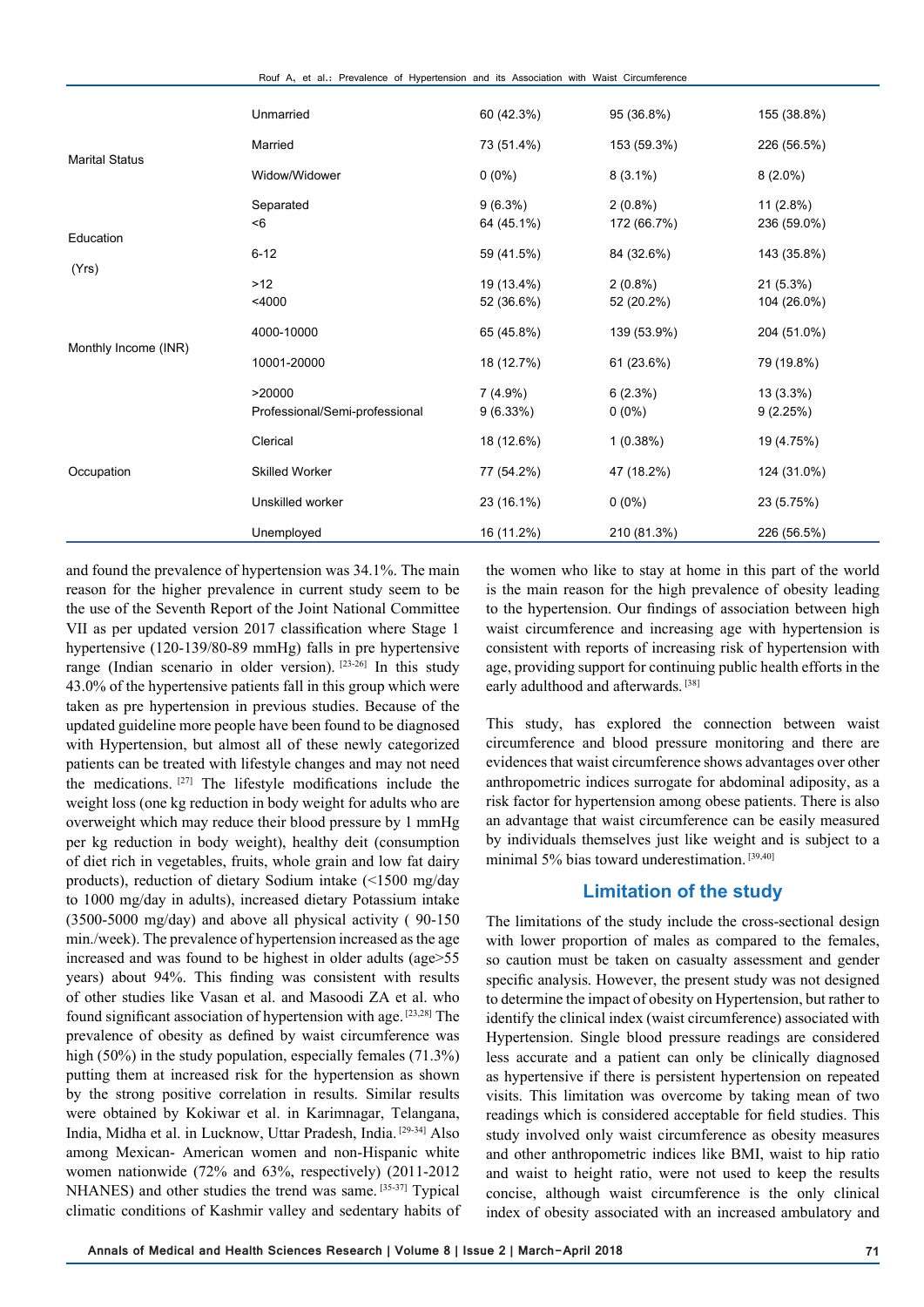| | | | | |
|---|---|---|---|---|
| Marital Status | Unmarried | 60 (42.3%) | 95 (36.8%) | 155 (38.8%) |
| | Married | 73 (51.4%) | 153 (59.3%) | 226 (56.5%) |
| | Widow/Widower | 0 (0%) | 8 (3.1%) | 8 (2.0%) |
| | Separated | 9 (6.3%) | 2 (0.8%) | 11 (2.8%) |
| Education (Yrs) | <6 | 64 (45.1%) | 172 (66.7%) | 236 (59.0%) |
| | 6-12 | 59 (41.5%) | 84 (32.6%) | 143 (35.8%) |
| | >12 | 19 (13.4%) | 2 (0.8%) | 21 (5.3%) |
| Monthly Income (INR) | <4000 | 52 (36.6%) | 52 (20.2%) | 104 (26.0%) |
| | 4000-10000 | 65 (45.8%) | 139 (53.9%) | 204 (51.0%) |
| | 10001-20000 | 18 (12.7%) | 61 (23.6%) | 79 (19.8%) |
| | >20000 | 7 (4.9%) | 6 (2.3%) | 13 (3.3%) |
| Occupation | Professional/Semi-professional | 9 (6.33%) | 0 (0%) | 9 (2.25%) |
| | Clerical | 18 (12.6%) | 1 (0.38%) | 19 (4.75%) |
| | Skilled Worker | 77 (54.2%) | 47 (18.2%) | 124 (31.0%) |
| | Unskilled worker | 23 (16.1%) | 0 (0%) | 23 (5.75%) |
| | Unemployed | 16 (11.2%) | 210 (81.3%) | 226 (56.5%) |

and found the prevalence of hypertension was 34.1%. The main reason for the higher prevalence in current study seem to be the use of the Seventh Report of the Joint National Committee VII as per updated version 2017 classification where Stage 1 hypertensive (120-139/80-89 mmHg) falls in pre hypertensive range (Indian scenario in older version). [23-26] In this study 43.0% of the hypertensive patients fall in this group which were taken as pre hypertension in previous studies. Because of the updated guideline more people have been found to be diagnosed with Hypertension, but almost all of these newly categorized patients can be treated with lifestyle changes and may not need the medications. [27] The lifestyle modifications include the weight loss (one kg reduction in body weight for adults who are overweight which may reduce their blood pressure by 1 mmHg per kg reduction in body weight), healthy deit (consumption of diet rich in vegetables, fruits, whole grain and low fat dairy products), reduction of dietary Sodium intake (<1500 mg/day to 1000 mg/day in adults), increased dietary Potassium intake (3500-5000 mg/day) and above all physical activity ( 90-150 min./week). The prevalence of hypertension increased as the age increased and was found to be highest in older adults (age>55 years) about 94%. This finding was consistent with results of other studies like Vasan et al. and Masoodi ZA et al. who found significant association of hypertension with age. [23,28] The prevalence of obesity as defined by waist circumference was high (50%) in the study population, especially females (71.3%) putting them at increased risk for the hypertension as shown by the strong positive correlation in results. Similar results were obtained by Kokiwar et al. in Karimnagar, Telangana, India, Midha et al. in Lucknow, Uttar Pradesh, India. [29-34] Also among Mexican- American women and non-Hispanic white women nationwide (72% and 63%, respectively) (2011-2012 NHANES) and other studies the trend was same. [35-37] Typical climatic conditions of Kashmir valley and sedentary habits of the women who like to stay at home in this part of the world is the main reason for the high prevalence of obesity leading to the hypertension. Our findings of association between high waist circumference and increasing age with hypertension is consistent with reports of increasing risk of hypertension with age, providing support for continuing public health efforts in the early adulthood and afterwards. [38]

This study, has explored the connection between waist circumference and blood pressure monitoring and there are evidences that waist circumference shows advantages over other anthropometric indices surrogate for abdominal adiposity, as a risk factor for hypertension among obese patients. There is also an advantage that waist circumference can be easily measured by individuals themselves just like weight and is subject to a minimal 5% bias toward underestimation. [39,40]

## Limitation of the study

The limitations of the study include the cross-sectional design with lower proportion of males as compared to the females, so caution must be taken on casualty assessment and gender specific analysis. However, the present study was not designed to determine the impact of obesity on Hypertension, but rather to identify the clinical index (waist circumference) associated with Hypertension. Single blood pressure readings are considered less accurate and a patient can only be clinically diagnosed as hypertensive if there is persistent hypertension on repeated visits. This limitation was overcome by taking mean of two readings which is considered acceptable for field studies. This study involved only waist circumference as obesity measures and other anthropometric indices like BMI, waist to hip ratio and waist to height ratio, were not used to keep the results concise, although waist circumference is the only clinical index of obesity associated with an increased ambulatory and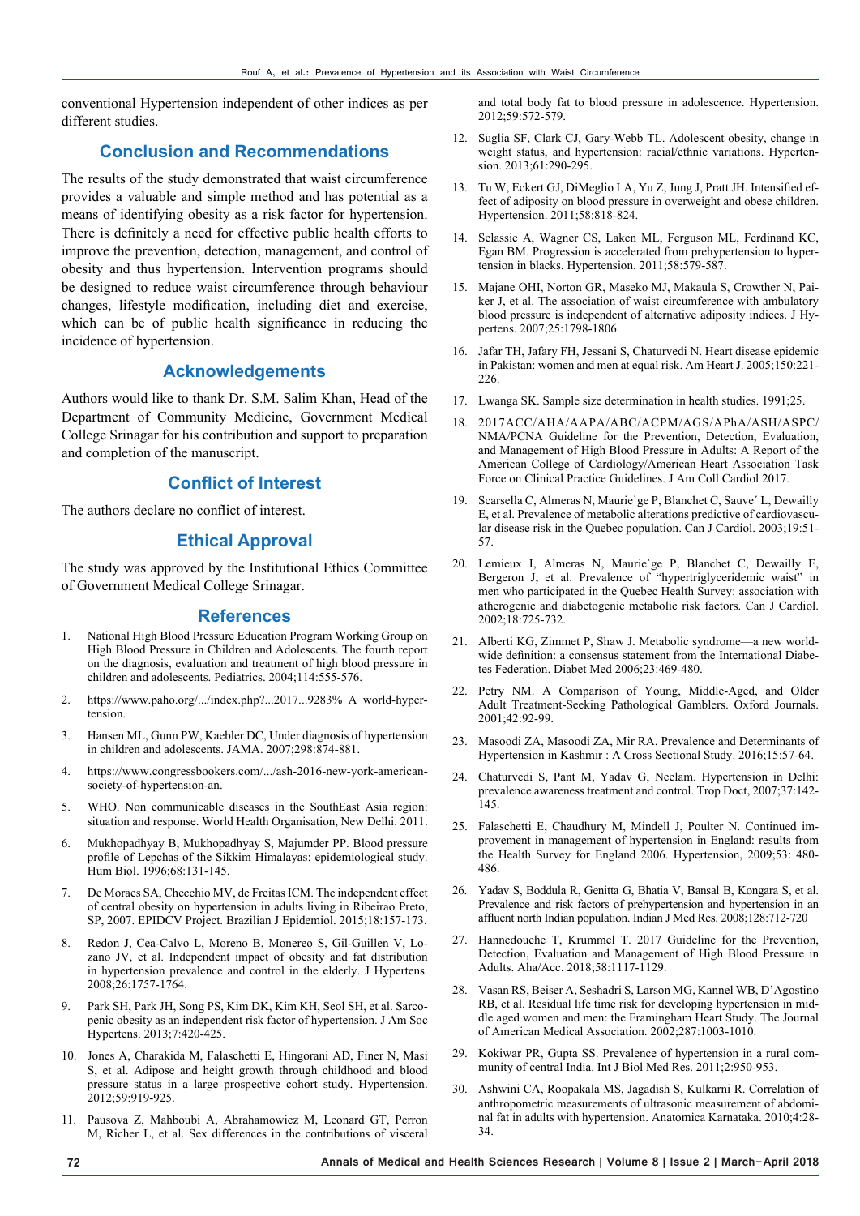conventional Hypertension independent of other indices as per different studies.

## Conclusion and Recommendations

The results of the study demonstrated that waist circumference provides a valuable and simple method and has potential as a means of identifying obesity as a risk factor for hypertension. There is definitely a need for effective public health efforts to improve the prevention, detection, management, and control of obesity and thus hypertension. Intervention programs should be designed to reduce waist circumference through behaviour changes, lifestyle modification, including diet and exercise, which can be of public health significance in reducing the incidence of hypertension.

## Acknowledgements

Authors would like to thank Dr. S.M. Salim Khan, Head of the Department of Community Medicine, Government Medical College Srinagar for his contribution and support to preparation and completion of the manuscript.

## Conflict of Interest

The authors declare no conflict of interest.

## Ethical Approval

The study was approved by the Institutional Ethics Committee of Government Medical College Srinagar.

## References

1. National High Blood Pressure Education Program Working Group on High Blood Pressure in Children and Adolescents. The fourth report on the diagnosis, evaluation and treatment of high blood pressure in children and adolescents. Pediatrics. 2004;114:555-576.
2. https://www.paho.org/.../index.php?...2017...9283% A world-hypertension.
3. Hansen ML, Gunn PW, Kaebler DC, Under diagnosis of hypertension in children and adolescents. JAMA. 2007;298:874-881.
4. https://www.congressbookers.com/.../ash-2016-new-york-american-society-of-hypertension-an.
5. WHO. Non communicable diseases in the SouthEast Asia region: situation and response. World Health Organisation, New Delhi. 2011.
6. Mukhopadhyay B, Mukhopadhyay S, Majumder PP. Blood pressure profile of Lepchas of the Sikkim Himalayas: epidemiological study. Hum Biol. 1996;68:131-145.
7. De Moraes SA, Checchio MV, de Freitas ICM. The independent effect of central obesity on hypertension in adults living in Ribeirao Preto, SP, 2007. EPIDCV Project. Brazilian J Epidemiol. 2015;18:157-173.
8. Redon J, Cea-Calvo L, Moreno B, Monereo S, Gil-Guillen V, Lozano JV, et al. Independent impact of obesity and fat distribution in hypertension prevalence and control in the elderly. J Hypertens. 2008;26:1757-1764.
9. Park SH, Park JH, Song PS, Kim DK, Kim KH, Seol SH, et al. Sarcopenic obesity as an independent risk factor of hypertension. J Am Soc Hypertens. 2013;7:420-425.
10. Jones A, Charakida M, Falaschetti E, Hingorani AD, Finer N, Masi S, et al. Adipose and height growth through childhood and blood pressure status in a large prospective cohort study. Hypertension. 2012;59:919-925.
11. Pausova Z, Mahboubi A, Abrahamowicz M, Leonard GT, Perron M, Richer L, et al. Sex differences in the contributions of visceral and total body fat to blood pressure in adolescence. Hypertension. 2012;59:572-579.
12. Suglia SF, Clark CJ, Gary-Webb TL. Adolescent obesity, change in weight status, and hypertension: racial/ethnic variations. Hypertension. 2013;61:290-295.
13. Tu W, Eckert GJ, DiMeglio LA, Yu Z, Jung J, Pratt JH. Intensified effect of adiposity on blood pressure in overweight and obese children. Hypertension. 2011;58:818-824.
14. Selassie A, Wagner CS, Laken ML, Ferguson ML, Ferdinand KC, Egan BM. Progression is accelerated from prehypertension to hypertension in blacks. Hypertension. 2011;58:579-587.
15. Majane OHI, Norton GR, Maseko MJ, Makaula S, Crowther N, Paiker J, et al. The association of waist circumference with ambulatory blood pressure is independent of alternative adiposity indices. J Hypertens. 2007;25:1798-1806.
16. Jafar TH, Jafary FH, Jessani S, Chaturvedi N. Heart disease epidemic in Pakistan: women and men at equal risk. Am Heart J. 2005;150:221-226.
17. Lwanga SK. Sample size determination in health studies. 1991;25.
18. 2017ACC/AHA/AAPA/ABC/ACPM/AGS/APhA/ASH/ASPC/NMA/PCNA Guideline for the Prevention, Detection, Evaluation, and Management of High Blood Pressure in Adults: A Report of the American College of Cardiology/American Heart Association Task Force on Clinical Practice Guidelines. J Am Coll Cardiol 2017.
19. Scarsella C, Almeras N, Maurie`ge P, Blanchet C, Sauve´ L, Dewailly E, et al. Prevalence of metabolic alterations predictive of cardiovascular disease risk in the Quebec population. Can J Cardiol. 2003;19:51-57.
20. Lemieux I, Almeras N, Maurie`ge P, Blanchet C, Dewailly E, Bergeron J, et al. Prevalence of "hypertriglyceridemic waist" in men who participated in the Quebec Health Survey: association with atherogenic and diabetogenic metabolic risk factors. Can J Cardiol. 2002;18:725-732.
21. Alberti KG, Zimmet P, Shaw J. Metabolic syndrome—a new worldwide definition: a consensus statement from the International Diabetes Federation. Diabet Med 2006;23:469-480.
22. Petry NM. A Comparison of Young, Middle-Aged, and Older Adult Treatment-Seeking Pathological Gamblers. Oxford Journals. 2001;42:92-99.
23. Masoodi ZA, Masoodi ZA, Mir RA. Prevalence and Determinants of Hypertension in Kashmir : A Cross Sectional Study. 2016;15:57-64.
24. Chaturvedi S, Pant M, Yadav G, Neelam. Hypertension in Delhi: prevalence awareness treatment and control. Trop Doct, 2007;37:142-145.
25. Falaschetti E, Chaudhury M, Mindell J, Poulter N. Continued improvement in management of hypertension in England: results from the Health Survey for England 2006. Hypertension, 2009;53: 480-486.
26. Yadav S, Boddula R, Genitta G, Bhatia V, Bansal B, Kongara S, et al. Prevalence and risk factors of prehypertension and hypertension in an affluent north Indian population. Indian J Med Res. 2008;128:712-720
27. Hannedouche T, Krummel T. 2017 Guideline for the Prevention, Detection, Evaluation and Management of High Blood Pressure in Adults. Aha/Acc. 2018;58:1117-1129.
28. Vasan RS, Beiser A, Seshadri S, Larson MG, Kannel WB, D'Agostino RB, et al. Residual life time risk for developing hypertension in middle aged women and men: the Framingham Heart Study. The Journal of American Medical Association. 2002;287:1003-1010.
29. Kokiwar PR, Gupta SS. Prevalence of hypertension in a rural community of central India. Int J Biol Med Res. 2011;2:950-953.
30. Ashwini CA, Roopakala MS, Jagadish S, Kulkarni R. Correlation of anthropometric measurements of ultrasonic measurement of abdominal fat in adults with hypertension. Anatomica Karnataka. 2010;4:28-34.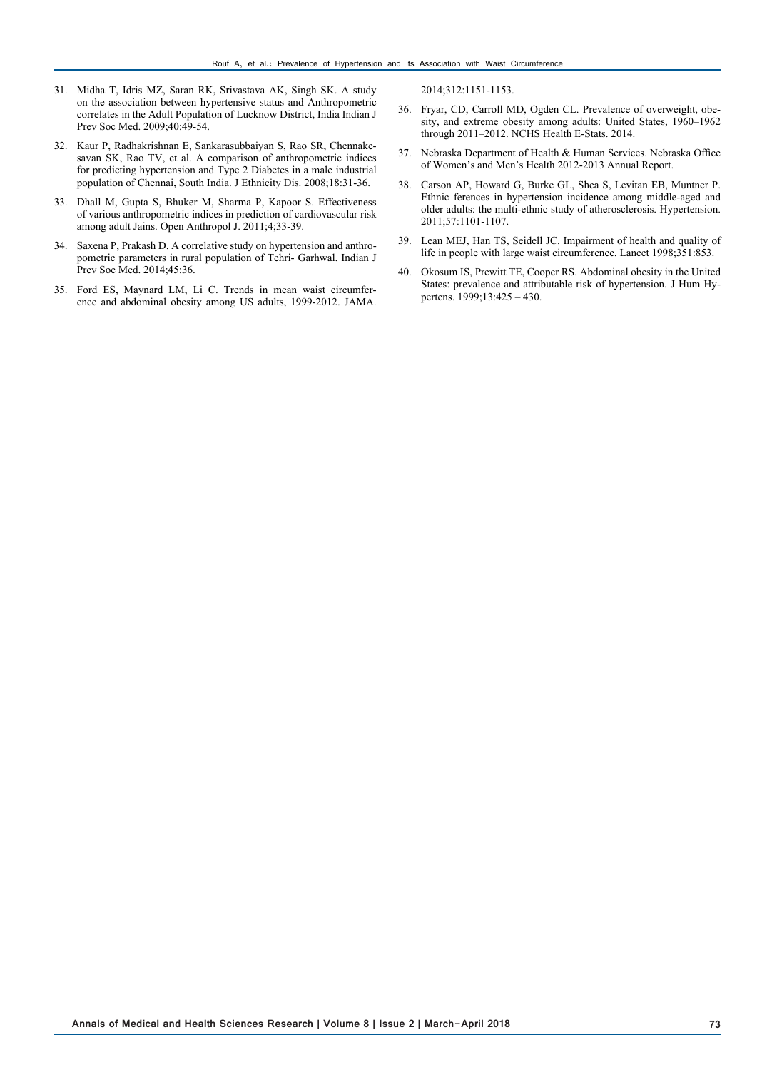31. Midha T, Idris MZ, Saran RK, Srivastava AK, Singh SK. A study on the association between hypertensive status and Anthropometric correlates in the Adult Population of Lucknow District, India Indian J Prev Soc Med. 2009;40:49-54.
32. Kaur P, Radhakrishnan E, Sankarasubbaiyan S, Rao SR, Chennakesavan SK, Rao TV, et al. A comparison of anthropometric indices for predicting hypertension and Type 2 Diabetes in a male industrial population of Chennai, South India. J Ethnicity Dis. 2008;18:31-36.
33. Dhall M, Gupta S, Bhuker M, Sharma P, Kapoor S. Effectiveness of various anthropometric indices in prediction of cardiovascular risk among adult Jains. Open Anthropol J. 2011;4;33-39.
34. Saxena P, Prakash D. A correlative study on hypertension and anthropometric parameters in rural population of Tehri- Garhwal. Indian J Prev Soc Med. 2014;45:36.
35. Ford ES, Maynard LM, Li C. Trends in mean waist circumference and abdominal obesity among US adults, 1999-2012. JAMA. 2014;312:1151-1153.
36. Fryar, CD, Carroll MD, Ogden CL. Prevalence of overweight, obesity, and extreme obesity among adults: United States, 1960–1962 through 2011–2012. NCHS Health E-Stats. 2014.
37. Nebraska Department of Health & Human Services. Nebraska Office of Women's and Men's Health 2012-2013 Annual Report.
38. Carson AP, Howard G, Burke GL, Shea S, Levitan EB, Muntner P. Ethnic ferences in hypertension incidence among middle-aged and older adults: the multi-ethnic study of atherosclerosis. Hypertension. 2011;57:1101-1107.
39. Lean MEJ, Han TS, Seidell JC. Impairment of health and quality of life in people with large waist circumference. Lancet 1998;351:853.
40. Okosum IS, Prewitt TE, Cooper RS. Abdominal obesity in the United States: prevalence and attributable risk of hypertension. J Hum Hypertens. 1999;13:425 – 430.